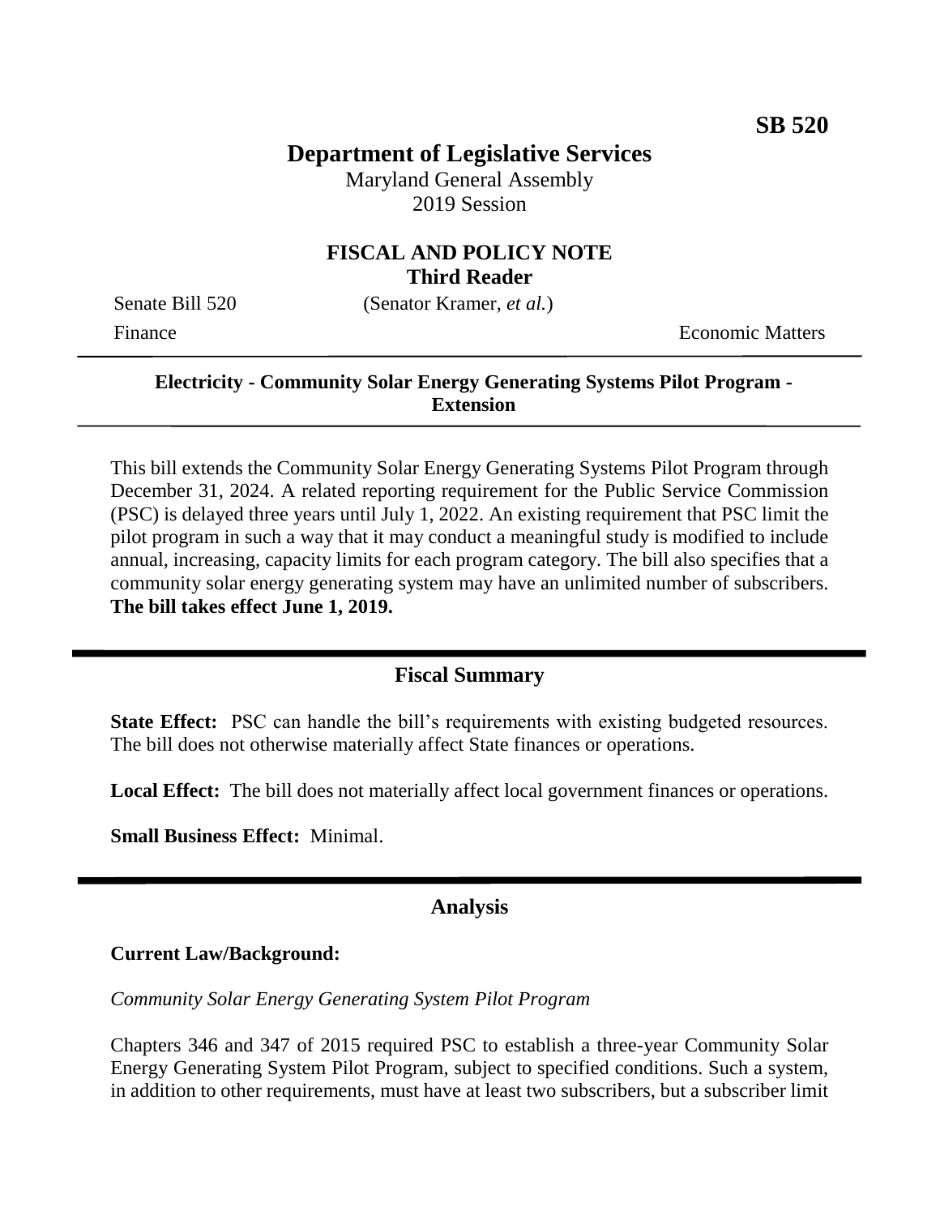**SB 520**

# Department of Legislative Services

Maryland General Assembly
2019 Session

## FISCAL AND POLICY NOTE
**Third Reader**

Senate Bill 520 (Senator Kramer, *et al.*)

Finance Economic Matters

---

**Electricity - Community Solar Energy Generating Systems Pilot Program - Extension**

---

This bill extends the Community Solar Energy Generating Systems Pilot Program through December 31, 2024. A related reporting requirement for the Public Service Commission (PSC) is delayed three years until July 1, 2022. An existing requirement that PSC limit the pilot program in such a way that it may conduct a meaningful study is modified to include annual, increasing, capacity limits for each program category. The bill also specifies that a community solar energy generating system may have an unlimited number of subscribers. **The bill takes effect June 1, 2019.**

---

## Fiscal Summary

**State Effect:** PSC can handle the bill's requirements with existing budgeted resources. The bill does not otherwise materially affect State finances or operations.

**Local Effect:** The bill does not materially affect local government finances or operations.

**Small Business Effect:** Minimal.

---

## Analysis

**Current Law/Background:**

*Community Solar Energy Generating System Pilot Program*

Chapters 346 and 347 of 2015 required PSC to establish a three-year Community Solar Energy Generating System Pilot Program, subject to specified conditions. Such a system, in addition to other requirements, must have at least two subscribers, but a subscriber limit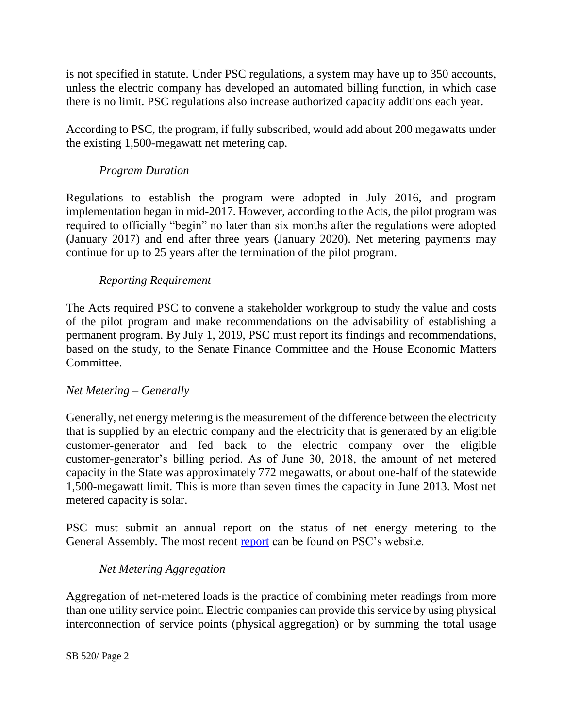is not specified in statute. Under PSC regulations, a system may have up to 350 accounts, unless the electric company has developed an automated billing function, in which case there is no limit. PSC regulations also increase authorized capacity additions each year.

According to PSC, the program, if fully subscribed, would add about 200 megawatts under the existing 1,500-megawatt net metering cap.

*Program Duration*

Regulations to establish the program were adopted in July 2016, and program implementation began in mid-2017. However, according to the Acts, the pilot program was required to officially "begin" no later than six months after the regulations were adopted (January 2017) and end after three years (January 2020). Net metering payments may continue for up to 25 years after the termination of the pilot program.

*Reporting Requirement*

The Acts required PSC to convene a stakeholder workgroup to study the value and costs of the pilot program and make recommendations on the advisability of establishing a permanent program. By July 1, 2019, PSC must report its findings and recommendations, based on the study, to the Senate Finance Committee and the House Economic Matters Committee.

*Net Metering – Generally*

Generally, net energy metering is the measurement of the difference between the electricity that is supplied by an electric company and the electricity that is generated by an eligible customer-generator and fed back to the electric company over the eligible customer-generator's billing period. As of June 30, 2018, the amount of net metered capacity in the State was approximately 772 megawatts, or about one-half of the statewide 1,500-megawatt limit. This is more than seven times the capacity in June 2013. Most net metered capacity is solar.

PSC must submit an annual report on the status of net energy metering to the General Assembly. The most recent report can be found on PSC's website.

*Net Metering Aggregation*

Aggregation of net-metered loads is the practice of combining meter readings from more than one utility service point. Electric companies can provide this service by using physical interconnection of service points (physical aggregation) or by summing the total usage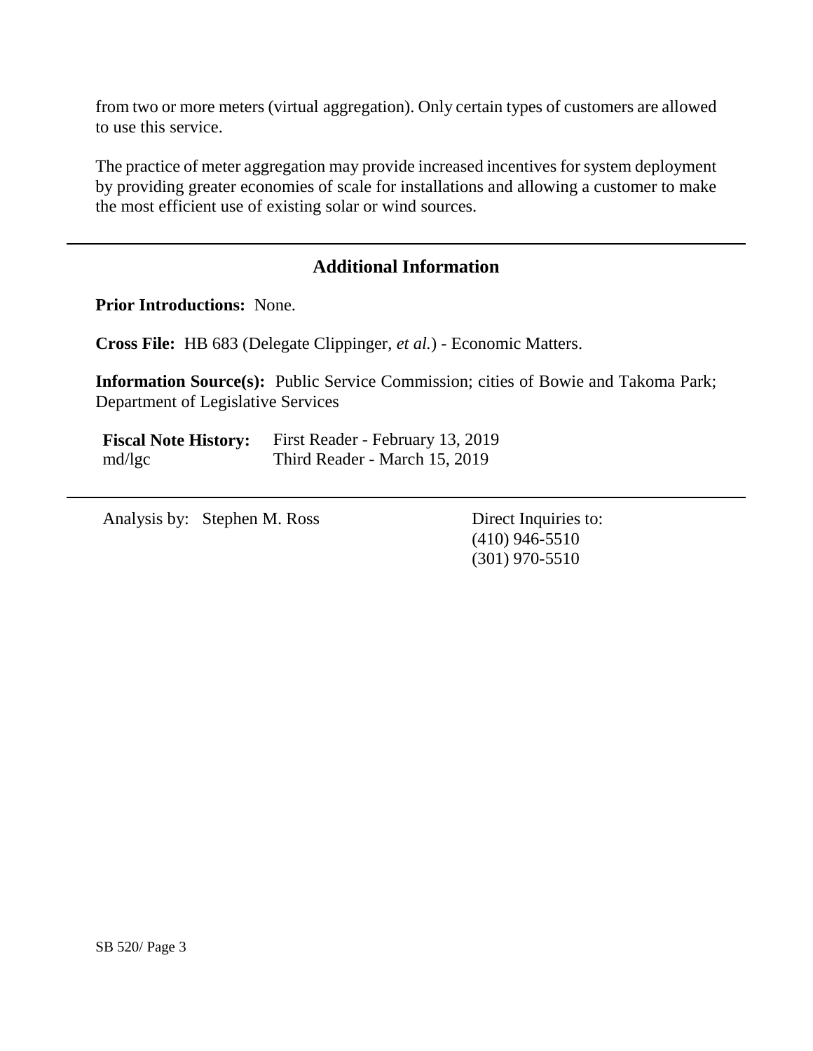from two or more meters (virtual aggregation). Only certain types of customers are allowed to use this service.

The practice of meter aggregation may provide increased incentives for system deployment by providing greater economies of scale for installations and allowing a customer to make the most efficient use of existing solar or wind sources.

## Additional Information

**Prior Introductions:** None.

**Cross File:** HB 683 (Delegate Clippinger, *et al.*) - Economic Matters.

**Information Source(s):** Public Service Commission; cities of Bowie and Takoma Park; Department of Legislative Services

| | |
|---|---|
| **Fiscal Note History:** | First Reader - February 13, 2019 |
| md/lgc | Third Reader - March 15, 2019 |

Analysis by: Stephen M. Ross

Direct Inquiries to:
(410) 946-5510
(301) 970-5510